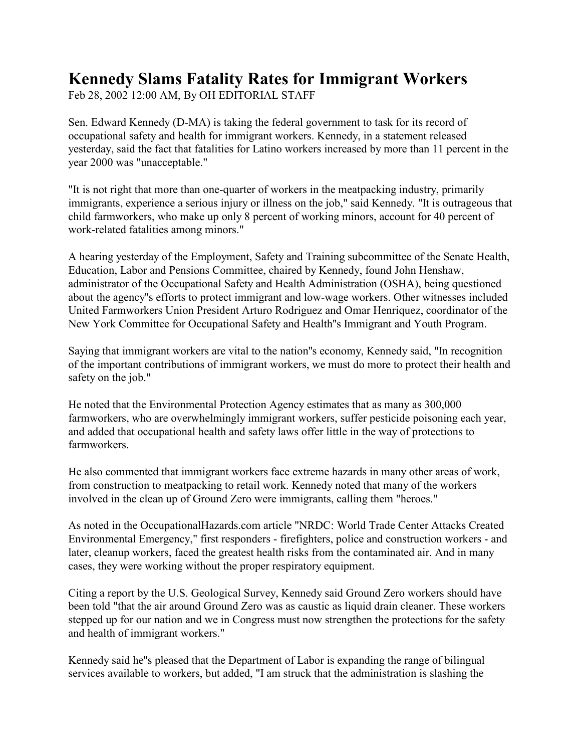# Kennedy Slams Fatality Rates for Immigrant Workers

Feb 28, 2002 12:00 AM, By OH EDITORIAL STAFF

Sen. Edward Kennedy (D-MA) is taking the federal government to task for its record of occupational safety and health for immigrant workers. Kennedy, in a statement released yesterday, said the fact that fatalities for Latino workers increased by more than 11 percent in the year 2000 was "unacceptable."

"It is not right that more than one-quarter of workers in the meatpacking industry, primarily immigrants, experience a serious injury or illness on the job," said Kennedy. "It is outrageous that child farmworkers, who make up only 8 percent of working minors, account for 40 percent of work-related fatalities among minors."

A hearing yesterday of the Employment, Safety and Training subcommittee of the Senate Health, Education, Labor and Pensions Committee, chaired by Kennedy, found John Henshaw, administrator of the Occupational Safety and Health Administration (OSHA), being questioned about the agency''s efforts to protect immigrant and low-wage workers. Other witnesses included United Farmworkers Union President Arturo Rodriguez and Omar Henriquez, coordinator of the New York Committee for Occupational Safety and Health''s Immigrant and Youth Program.

Saying that immigrant workers are vital to the nation''s economy, Kennedy said, "In recognition of the important contributions of immigrant workers, we must do more to protect their health and safety on the job."

He noted that the Environmental Protection Agency estimates that as many as 300,000 farmworkers, who are overwhelmingly immigrant workers, suffer pesticide poisoning each year, and added that occupational health and safety laws offer little in the way of protections to farmworkers.

He also commented that immigrant workers face extreme hazards in many other areas of work, from construction to meatpacking to retail work. Kennedy noted that many of the workers involved in the clean up of Ground Zero were immigrants, calling them "heroes."

As noted in the OccupationalHazards.com article "NRDC: World Trade Center Attacks Created Environmental Emergency," first responders - firefighters, police and construction workers - and later, cleanup workers, faced the greatest health risks from the contaminated air. And in many cases, they were working without the proper respiratory equipment.

Citing a report by the U.S. Geological Survey, Kennedy said Ground Zero workers should have been told "that the air around Ground Zero was as caustic as liquid drain cleaner. These workers stepped up for our nation and we in Congress must now strengthen the protections for the safety and health of immigrant workers."

Kennedy said he''s pleased that the Department of Labor is expanding the range of bilingual services available to workers, but added, "I am struck that the administration is slashing the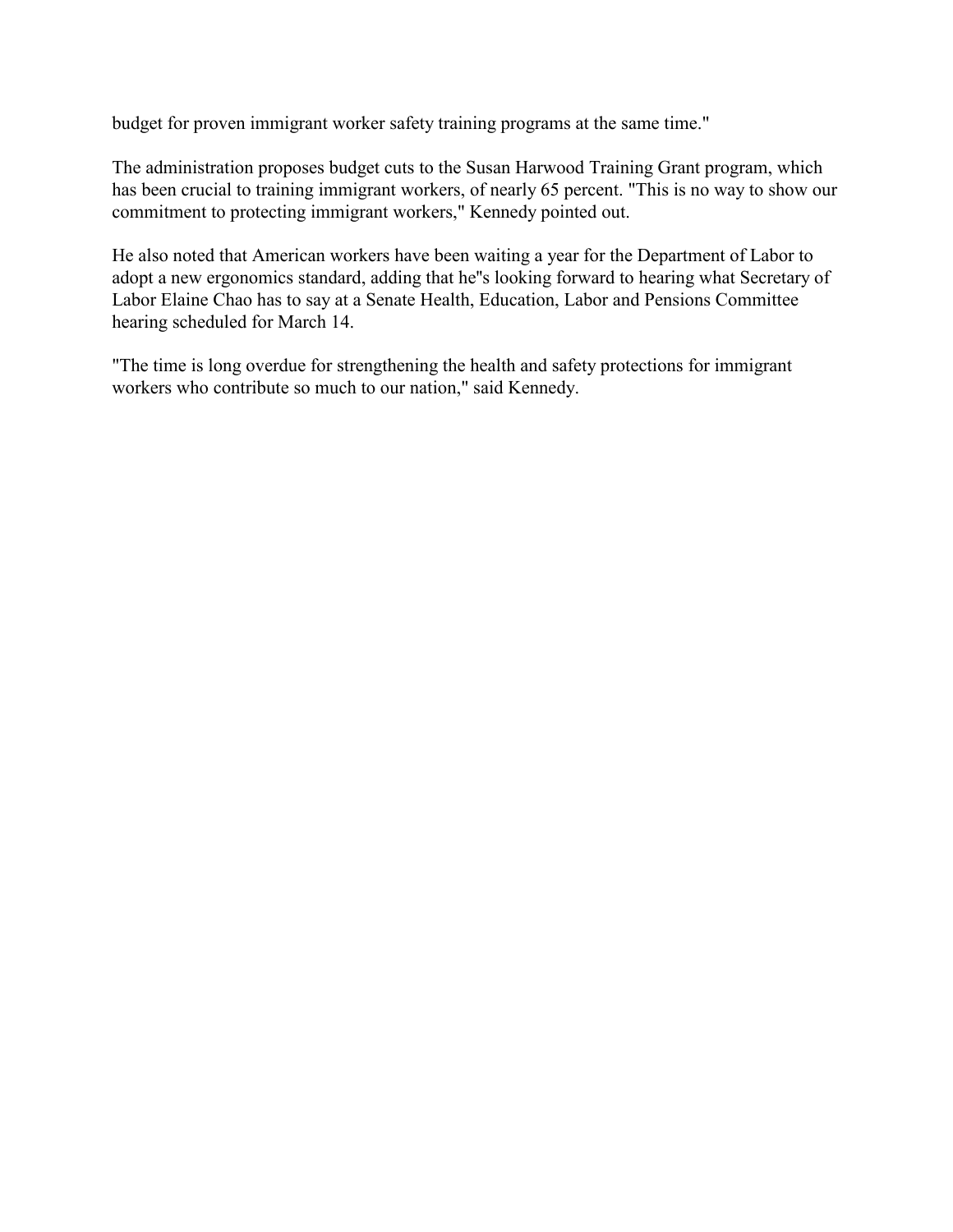budget for proven immigrant worker safety training programs at the same time."

The administration proposes budget cuts to the Susan Harwood Training Grant program, which has been crucial to training immigrant workers, of nearly 65 percent. "This is no way to show our commitment to protecting immigrant workers," Kennedy pointed out.

He also noted that American workers have been waiting a year for the Department of Labor to adopt a new ergonomics standard, adding that he''s looking forward to hearing what Secretary of Labor Elaine Chao has to say at a Senate Health, Education, Labor and Pensions Committee hearing scheduled for March 14.

"The time is long overdue for strengthening the health and safety protections for immigrant workers who contribute so much to our nation," said Kennedy.